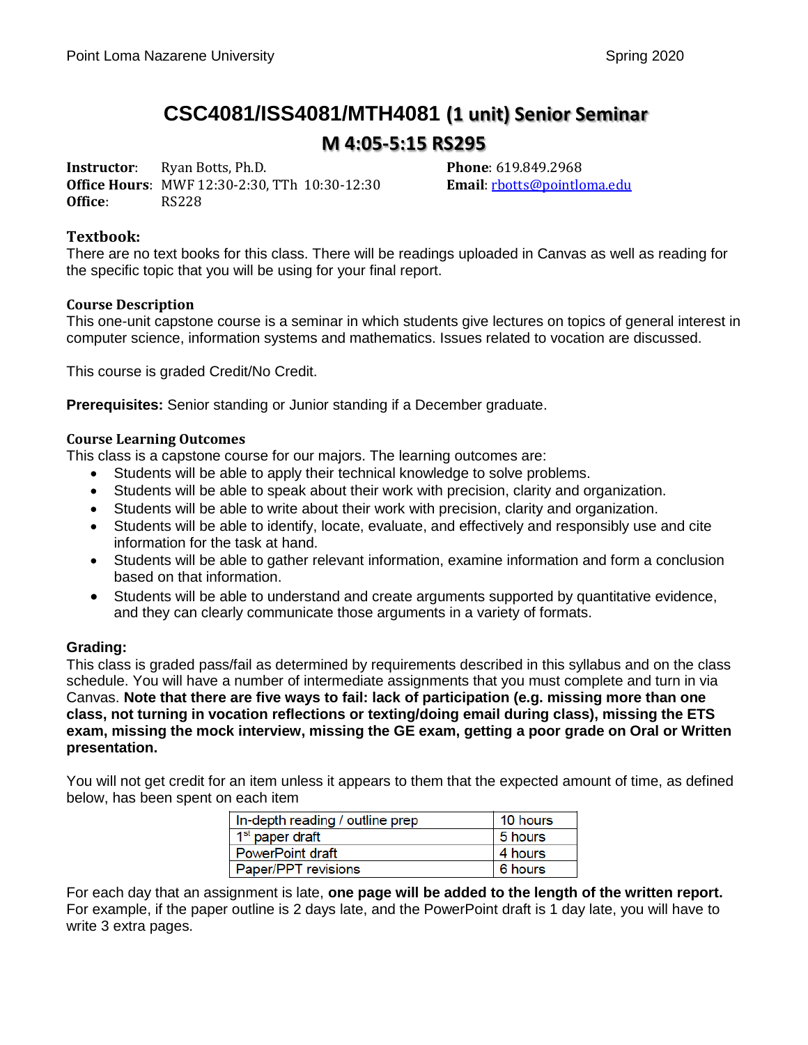# CSC4081/ISS4081/MTH4081 (1 unit) Senior Seminar

## M 4:05-5:15 RS295

**Instructor**: Ryan Botts, Ph.D.
**Office Hours**: MWF 12:30-2:30, TTh 10:30-12:30
**Office**: RS228

**Phone**: 619.849.2968
**Email**: rbotts@pointloma.edu

### Textbook:

There are no text books for this class. There will be readings uploaded in Canvas as well as reading for the specific topic that you will be using for your final report.

### Course Description

This one-unit capstone course is a seminar in which students give lectures on topics of general interest in computer science, information systems and mathematics. Issues related to vocation are discussed.

This course is graded Credit/No Credit.

**Prerequisites:** Senior standing or Junior standing if a December graduate.

### Course Learning Outcomes

This class is a capstone course for our majors. The learning outcomes are:

- Students will be able to apply their technical knowledge to solve problems.
- Students will be able to speak about their work with precision, clarity and organization.
- Students will be able to write about their work with precision, clarity and organization.
- Students will be able to identify, locate, evaluate, and effectively and responsibly use and cite information for the task at hand.
- Students will be able to gather relevant information, examine information and form a conclusion based on that information.
- Students will be able to understand and create arguments supported by quantitative evidence, and they can clearly communicate those arguments in a variety of formats.

### Grading:

This class is graded pass/fail as determined by requirements described in this syllabus and on the class schedule. You will have a number of intermediate assignments that you must complete and turn in via Canvas. **Note that there are five ways to fail: lack of participation (e.g. missing more than one class, not turning in vocation reflections or texting/doing email during class), missing the ETS exam, missing the mock interview, missing the GE exam, getting a poor grade on Oral or Written presentation.**

You will not get credit for an item unless it appears to them that the expected amount of time, as defined below, has been spent on each item

| In-depth reading / outline prep | 10 hours |
|---|---|
| 1st paper draft | 5 hours |
| PowerPoint draft | 4 hours |
| Paper/PPT revisions | 6 hours |

For each day that an assignment is late, **one page will be added to the length of the written report.** For example, if the paper outline is 2 days late, and the PowerPoint draft is 1 day late, you will have to write 3 extra pages.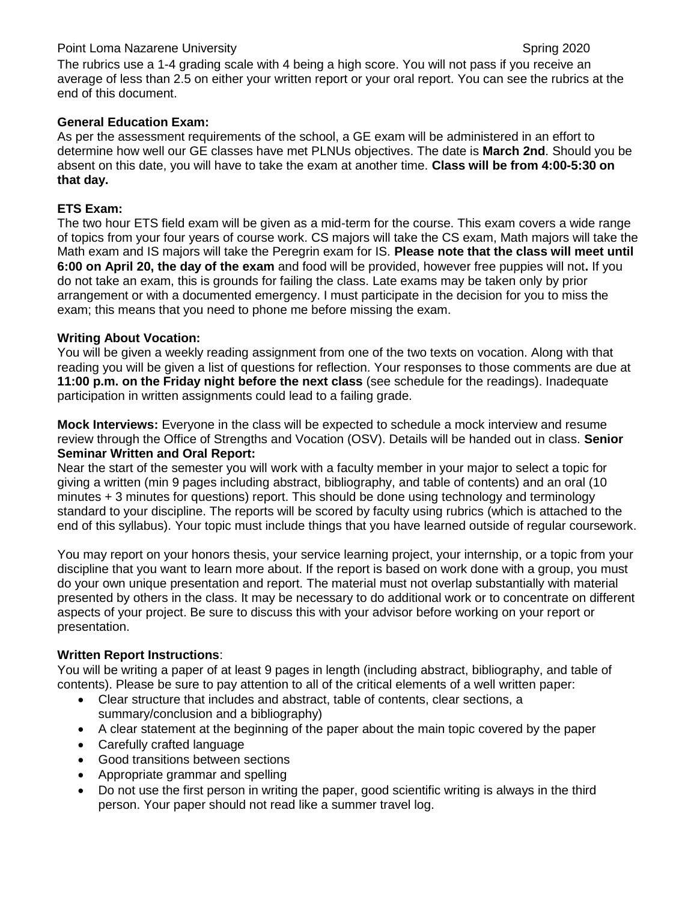The rubrics use a 1-4 grading scale with 4 being a high score. You will not pass if you receive an average of less than 2.5 on either your written report or your oral report. You can see the rubrics at the end of this document.

**General Education Exam:**

As per the assessment requirements of the school, a GE exam will be administered in an effort to determine how well our GE classes have met PLNUs objectives. The date is **March 2nd**. Should you be absent on this date, you will have to take the exam at another time. **Class will be from 4:00-5:30 on that day.**

**ETS Exam:**

The two hour ETS field exam will be given as a mid-term for the course. This exam covers a wide range of topics from your four years of course work. CS majors will take the CS exam, Math majors will take the Math exam and IS majors will take the Peregrin exam for IS. **Please note that the class will meet until 6:00 on April 20, the day of the exam** and food will be provided, however free puppies will not**.** If you do not take an exam, this is grounds for failing the class. Late exams may be taken only by prior arrangement or with a documented emergency. I must participate in the decision for you to miss the exam; this means that you need to phone me before missing the exam.

**Writing About Vocation:**

You will be given a weekly reading assignment from one of the two texts on vocation. Along with that reading you will be given a list of questions for reflection. Your responses to those comments are due at **11:00 p.m. on the Friday night before the next class** (see schedule for the readings). Inadequate participation in written assignments could lead to a failing grade.

**Mock Interviews:** Everyone in the class will be expected to schedule a mock interview and resume review through the Office of Strengths and Vocation (OSV). Details will be handed out in class. **Senior Seminar Written and Oral Report:**

Near the start of the semester you will work with a faculty member in your major to select a topic for giving a written (min 9 pages including abstract, bibliography, and table of contents) and an oral (10 minutes + 3 minutes for questions) report. This should be done using technology and terminology standard to your discipline. The reports will be scored by faculty using rubrics (which is attached to the end of this syllabus). Your topic must include things that you have learned outside of regular coursework.

You may report on your honors thesis, your service learning project, your internship, or a topic from your discipline that you want to learn more about. If the report is based on work done with a group, you must do your own unique presentation and report. The material must not overlap substantially with material presented by others in the class. It may be necessary to do additional work or to concentrate on different aspects of your project. Be sure to discuss this with your advisor before working on your report or presentation.

**Written Report Instructions**:

You will be writing a paper of at least 9 pages in length (including abstract, bibliography, and table of contents). Please be sure to pay attention to all of the critical elements of a well written paper:

- Clear structure that includes and abstract, table of contents, clear sections, a summary/conclusion and a bibliography)
- A clear statement at the beginning of the paper about the main topic covered by the paper
- Carefully crafted language
- Good transitions between sections
- Appropriate grammar and spelling
- Do not use the first person in writing the paper, good scientific writing is always in the third person. Your paper should not read like a summer travel log.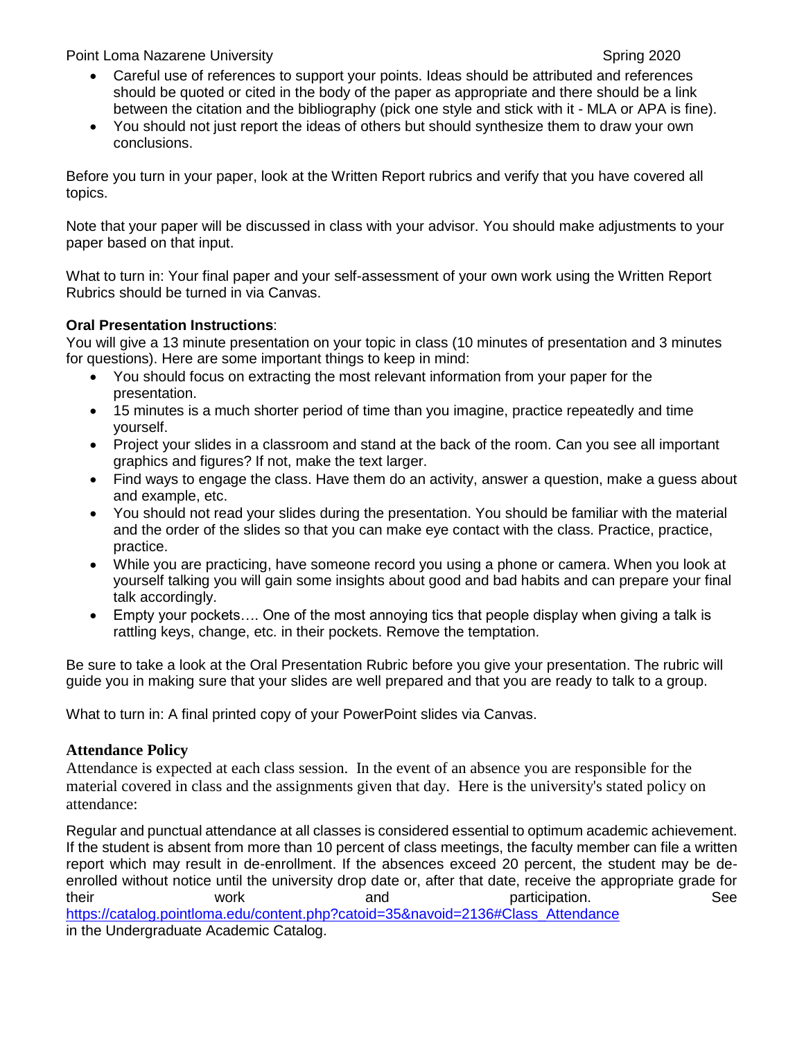- Careful use of references to support your points. Ideas should be attributed and references should be quoted or cited in the body of the paper as appropriate and there should be a link between the citation and the bibliography (pick one style and stick with it - MLA or APA is fine).
- You should not just report the ideas of others but should synthesize them to draw your own conclusions.

Before you turn in your paper, look at the Written Report rubrics and verify that you have covered all topics.

Note that your paper will be discussed in class with your advisor. You should make adjustments to your paper based on that input.

What to turn in: Your final paper and your self-assessment of your own work using the Written Report Rubrics should be turned in via Canvas.

**Oral Presentation Instructions**:
You will give a 13 minute presentation on your topic in class (10 minutes of presentation and 3 minutes for questions). Here are some important things to keep in mind:

- You should focus on extracting the most relevant information from your paper for the presentation.
- 15 minutes is a much shorter period of time than you imagine, practice repeatedly and time yourself.
- Project your slides in a classroom and stand at the back of the room. Can you see all important graphics and figures? If not, make the text larger.
- Find ways to engage the class. Have them do an activity, answer a question, make a guess about and example, etc.
- You should not read your slides during the presentation. You should be familiar with the material and the order of the slides so that you can make eye contact with the class. Practice, practice, practice.
- While you are practicing, have someone record you using a phone or camera. When you look at yourself talking you will gain some insights about good and bad habits and can prepare your final talk accordingly.
- Empty your pockets…. One of the most annoying tics that people display when giving a talk is rattling keys, change, etc. in their pockets. Remove the temptation.

Be sure to take a look at the Oral Presentation Rubric before you give your presentation. The rubric will guide you in making sure that your slides are well prepared and that you are ready to talk to a group.

What to turn in: A final printed copy of your PowerPoint slides via Canvas.

## Attendance Policy

Attendance is expected at each class session. In the event of an absence you are responsible for the material covered in class and the assignments given that day. Here is the university's stated policy on attendance:

Regular and punctual attendance at all classes is considered essential to optimum academic achievement. If the student is absent from more than 10 percent of class meetings, the faculty member can file a written report which may result in de-enrollment. If the absences exceed 20 percent, the student may be de-enrolled without notice until the university drop date or, after that date, receive the appropriate grade for their work and participation. See https://catalog.pointloma.edu/content.php?catoid=35&navoid=2136#Class_Attendance in the Undergraduate Academic Catalog.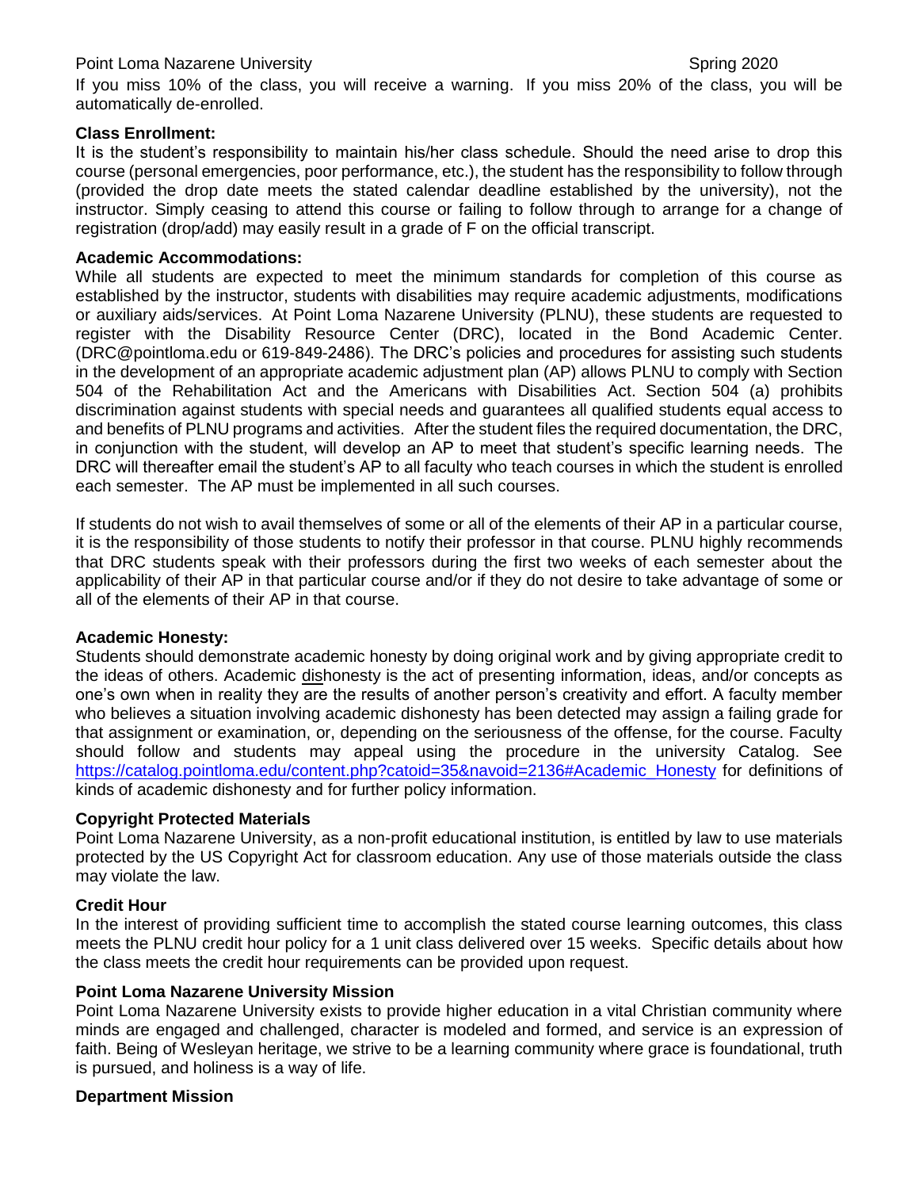If you miss 10% of the class, you will receive a warning. If you miss 20% of the class, you will be automatically de-enrolled.

**Class Enrollment:**

It is the student's responsibility to maintain his/her class schedule. Should the need arise to drop this course (personal emergencies, poor performance, etc.), the student has the responsibility to follow through (provided the drop date meets the stated calendar deadline established by the university), not the instructor. Simply ceasing to attend this course or failing to follow through to arrange for a change of registration (drop/add) may easily result in a grade of F on the official transcript.

**Academic Accommodations:**

While all students are expected to meet the minimum standards for completion of this course as established by the instructor, students with disabilities may require academic adjustments, modifications or auxiliary aids/services. At Point Loma Nazarene University (PLNU), these students are requested to register with the Disability Resource Center (DRC), located in the Bond Academic Center. (DRC@pointloma.edu or 619-849-2486). The DRC's policies and procedures for assisting such students in the development of an appropriate academic adjustment plan (AP) allows PLNU to comply with Section 504 of the Rehabilitation Act and the Americans with Disabilities Act. Section 504 (a) prohibits discrimination against students with special needs and guarantees all qualified students equal access to and benefits of PLNU programs and activities. After the student files the required documentation, the DRC, in conjunction with the student, will develop an AP to meet that student's specific learning needs. The DRC will thereafter email the student's AP to all faculty who teach courses in which the student is enrolled each semester. The AP must be implemented in all such courses.

If students do not wish to avail themselves of some or all of the elements of their AP in a particular course, it is the responsibility of those students to notify their professor in that course. PLNU highly recommends that DRC students speak with their professors during the first two weeks of each semester about the applicability of their AP in that particular course and/or if they do not desire to take advantage of some or all of the elements of their AP in that course.

**Academic Honesty:**

Students should demonstrate academic honesty by doing original work and by giving appropriate credit to the ideas of others. Academic dishonesty is the act of presenting information, ideas, and/or concepts as one's own when in reality they are the results of another person's creativity and effort. A faculty member who believes a situation involving academic dishonesty has been detected may assign a failing grade for that assignment or examination, or, depending on the seriousness of the offense, for the course. Faculty should follow and students may appeal using the procedure in the university Catalog. See https://catalog.pointloma.edu/content.php?catoid=35&navoid=2136#Academic_Honesty for definitions of kinds of academic dishonesty and for further policy information.

**Copyright Protected Materials**

Point Loma Nazarene University, as a non-profit educational institution, is entitled by law to use materials protected by the US Copyright Act for classroom education. Any use of those materials outside the class may violate the law.

**Credit Hour**

In the interest of providing sufficient time to accomplish the stated course learning outcomes, this class meets the PLNU credit hour policy for a 1 unit class delivered over 15 weeks. Specific details about how the class meets the credit hour requirements can be provided upon request.

**Point Loma Nazarene University Mission**

Point Loma Nazarene University exists to provide higher education in a vital Christian community where minds are engaged and challenged, character is modeled and formed, and service is an expression of faith. Being of Wesleyan heritage, we strive to be a learning community where grace is foundational, truth is pursued, and holiness is a way of life.

**Department Mission**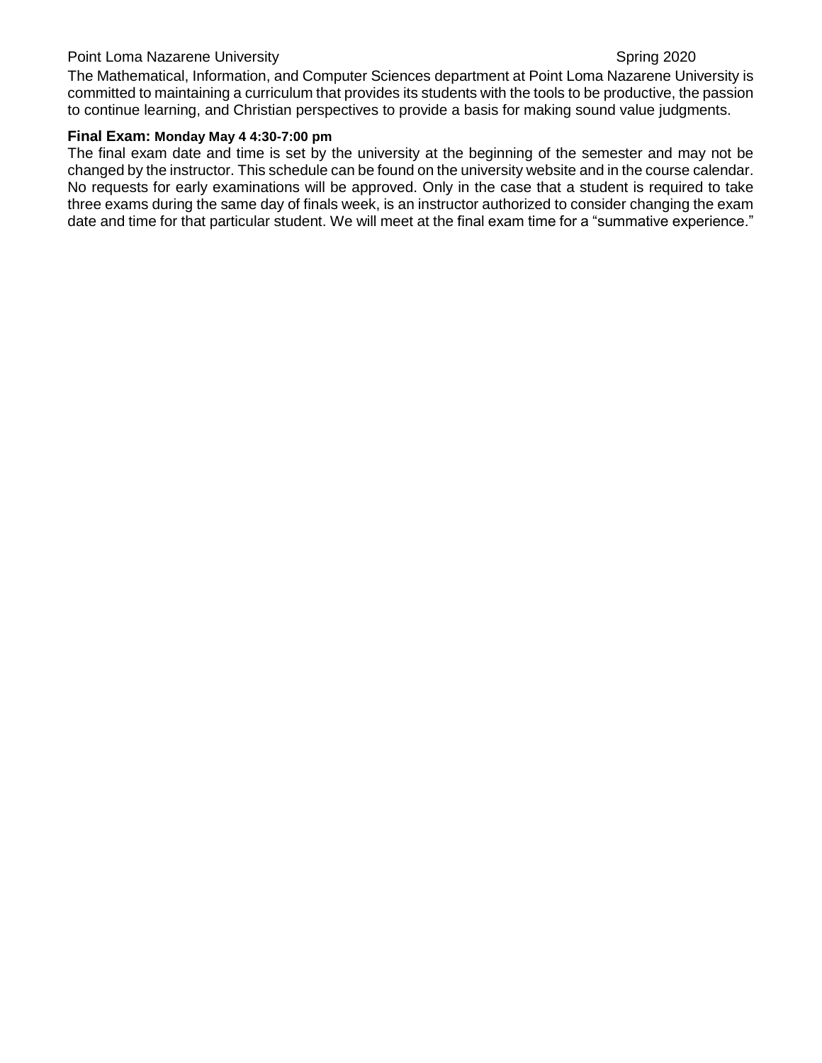The Mathematical, Information, and Computer Sciences department at Point Loma Nazarene University is committed to maintaining a curriculum that provides its students with the tools to be productive, the passion to continue learning, and Christian perspectives to provide a basis for making sound value judgments.

**Final Exam: Monday May 4 4:30-7:00 pm**

The final exam date and time is set by the university at the beginning of the semester and may not be changed by the instructor. This schedule can be found on the university website and in the course calendar. No requests for early examinations will be approved. Only in the case that a student is required to take three exams during the same day of finals week, is an instructor authorized to consider changing the exam date and time for that particular student. We will meet at the final exam time for a "summative experience."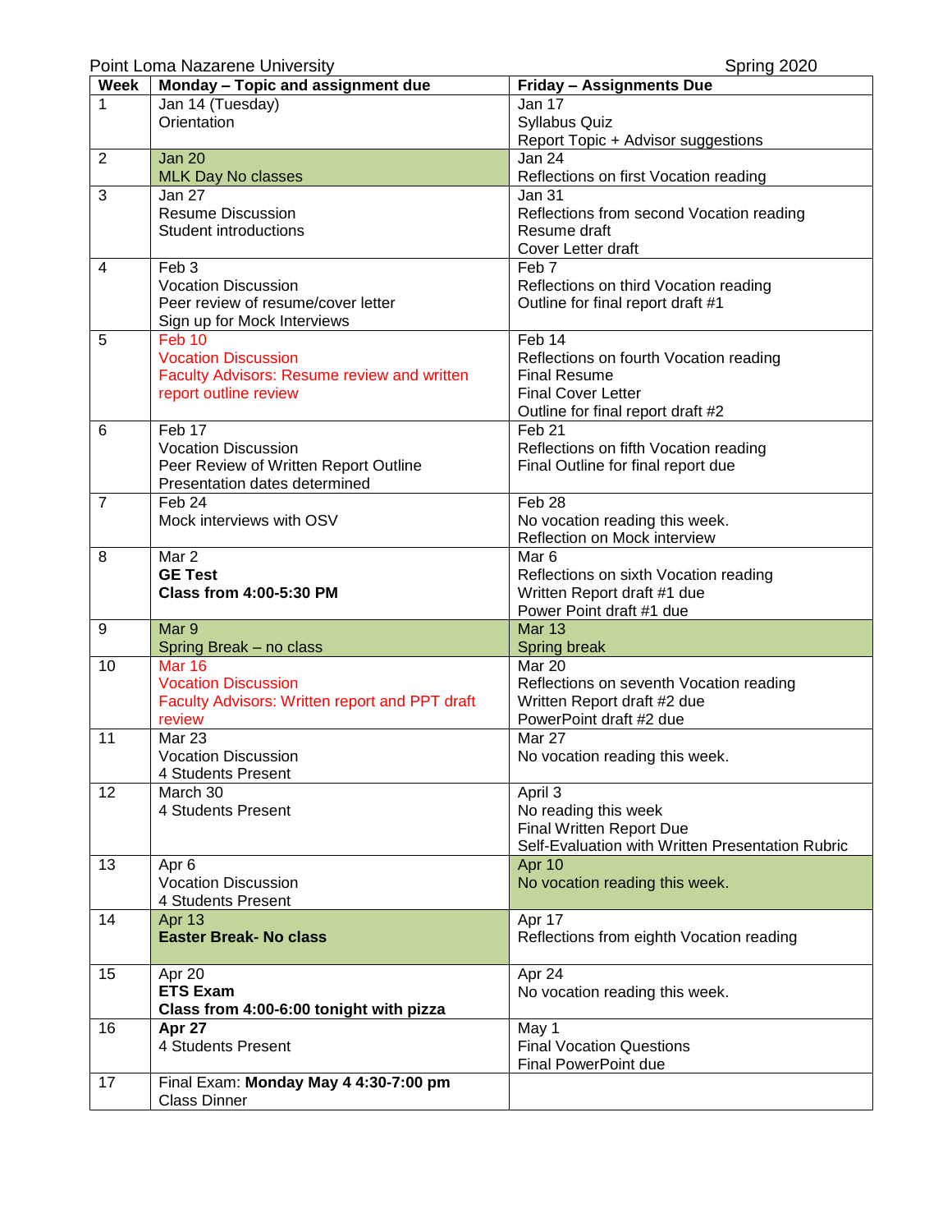Point Loma Nazarene University Spring 2020

| Week | Monday – Topic and assignment due | Friday – Assignments Due |
|---|---|---|
| 1 | Jan 14 (Tuesday)<br>Orientation | Jan 17<br>Syllabus Quiz<br>Report Topic + Advisor suggestions |
| 2 | Jan 20<br>MLK Day No classes | Jan 24<br>Reflections on first Vocation reading |
| 3 | Jan 27<br>Resume Discussion<br>Student introductions | Jan 31<br>Reflections from second Vocation reading<br>Resume draft<br>Cover Letter draft |
| 4 | Feb 3<br>Vocation Discussion<br>Peer review of resume/cover letter<br>Sign up for Mock Interviews | Feb 7<br>Reflections on third Vocation reading<br>Outline for final report draft #1 |
| 5 | Feb 10<br>Vocation Discussion<br>Faculty Advisors: Resume review and written report outline review | Feb 14<br>Reflections on fourth Vocation reading<br>Final Resume<br>Final Cover Letter<br>Outline for final report draft #2 |
| 6 | Feb 17<br>Vocation Discussion<br>Peer Review of Written Report Outline<br>Presentation dates determined | Feb 21<br>Reflections on fifth Vocation reading<br>Final Outline for final report due |
| 7 | Feb 24<br>Mock interviews with OSV | Feb 28<br>No vocation reading this week.<br>Reflection on Mock interview |
| 8 | Mar 2<br>**GE Test**<br>**Class from 4:00-5:30 PM** | Mar 6<br>Reflections on sixth Vocation reading<br>Written Report draft #1 due<br>Power Point draft #1 due |
| 9 | Mar 9<br>Spring Break – no class | Mar 13<br>Spring break |
| 10 | Mar 16<br>Vocation Discussion<br>Faculty Advisors: Written report and PPT draft review | Mar 20<br>Reflections on seventh Vocation reading<br>Written Report draft #2 due<br>PowerPoint draft #2 due |
| 11 | Mar 23<br>Vocation Discussion<br>4 Students Present | Mar 27<br>No vocation reading this week. |
| 12 | March 30<br>4 Students Present | April 3<br>No reading this week<br>Final Written Report Due<br>Self-Evaluation with Written Presentation Rubric |
| 13 | Apr 6<br>Vocation Discussion<br>4 Students Present | Apr 10<br>No vocation reading this week. |
| 14 | Apr 13<br>**Easter Break- No class** | Apr 17<br>Reflections from eighth Vocation reading |
| 15 | Apr 20<br>**ETS Exam**<br>**Class from 4:00-6:00 tonight with pizza** | Apr 24<br>No vocation reading this week. |
| 16 | **Apr 27**<br>4 Students Present | May 1<br>Final Vocation Questions<br>Final PowerPoint due |
| 17 | Final Exam: **Monday May 4 4:30-7:00 pm**<br>Class Dinner | |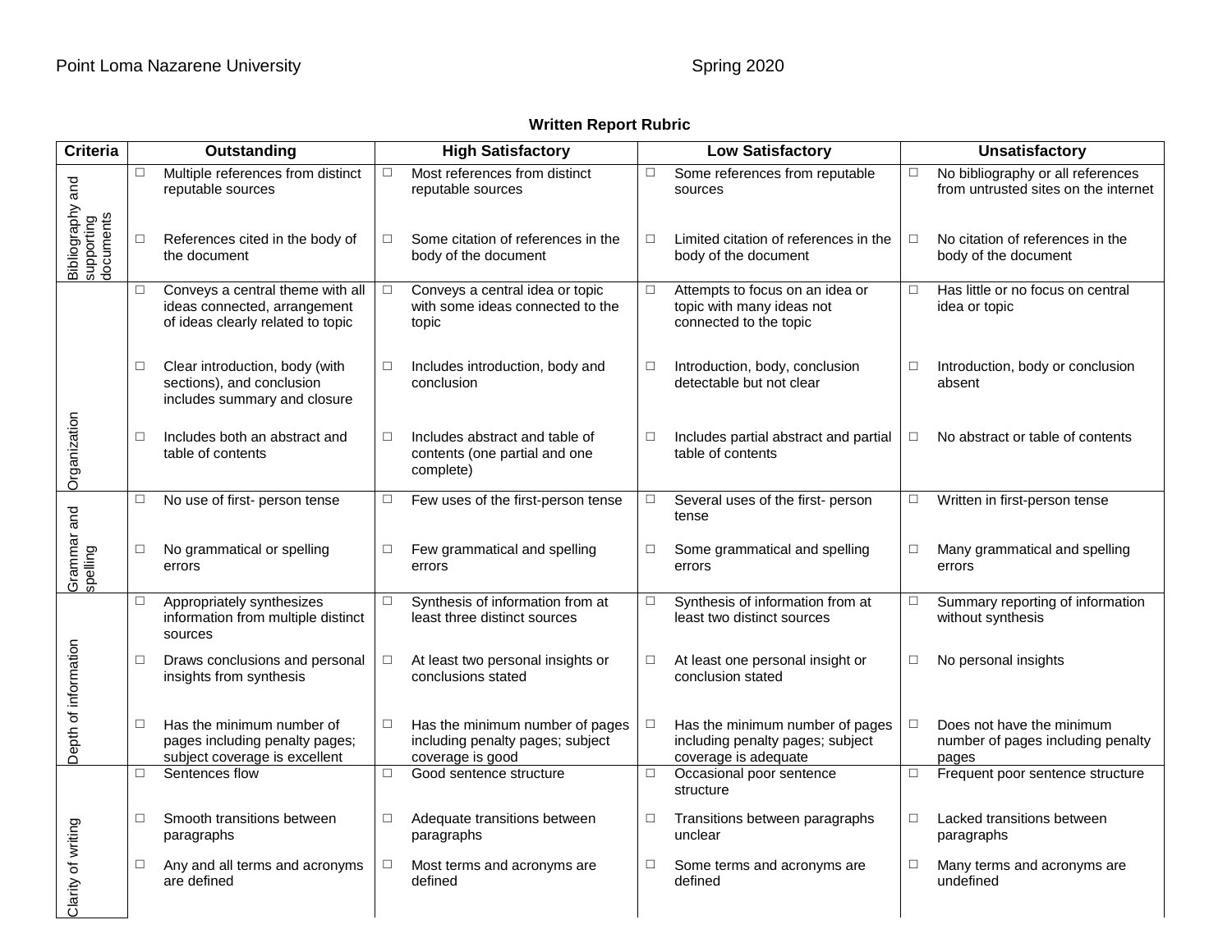Point Loma Nazarene University Spring 2020

**Written Report Rubric**

| Criteria | Outstanding | High Satisfactory | Low Satisfactory | Unsatisfactory |
|---|---|---|---|---|
| Bibliography and supporting documents | ☐ Multiple references from distinct reputable sources | ☐ Most references from distinct reputable sources | ☐ Some references from reputable sources | ☐ No bibliography or all references from untrusted sites on the internet |
| | ☐ References cited in the body of the document | ☐ Some citation of references in the body of the document | ☐ Limited citation of references in the body of the document | ☐ No citation of references in the body of the document |
| Organization | ☐ Conveys a central theme with all ideas connected, arrangement of ideas clearly related to topic | ☐ Conveys a central idea or topic with some ideas connected to the topic | ☐ Attempts to focus on an idea or topic with many ideas not connected to the topic | ☐ Has little or no focus on central idea or topic |
| | ☐ Clear introduction, body (with sections), and conclusion includes summary and closure | ☐ Includes introduction, body and conclusion | ☐ Introduction, body, conclusion detectable but not clear | ☐ Introduction, body or conclusion absent |
| | ☐ Includes both an abstract and table of contents | ☐ Includes abstract and table of contents (one partial and one complete) | ☐ Includes partial abstract and partial table of contents | ☐ No abstract or table of contents |
| Grammar and spelling | ☐ No use of first- person tense | ☐ Few uses of the first-person tense | ☐ Several uses of the first- person tense | ☐ Written in first-person tense |
| | ☐ No grammatical or spelling errors | ☐ Few grammatical and spelling errors | ☐ Some grammatical and spelling errors | ☐ Many grammatical and spelling errors |
| Depth of information | ☐ Appropriately synthesizes information from multiple distinct sources | ☐ Synthesis of information from at least three distinct sources | ☐ Synthesis of information from at least two distinct sources | ☐ Summary reporting of information without synthesis |
| | ☐ Draws conclusions and personal insights from synthesis | ☐ At least two personal insights or conclusions stated | ☐ At least one personal insight or conclusion stated | ☐ No personal insights |
| | ☐ Has the minimum number of pages including penalty pages; subject coverage is excellent | ☐ Has the minimum number of pages including penalty pages; subject coverage is good | ☐ Has the minimum number of pages including penalty pages; subject coverage is adequate | ☐ Does not have the minimum number of pages including penalty pages |
| Clarity of writing | ☐ Sentences flow | ☐ Good sentence structure | ☐ Occasional poor sentence structure | ☐ Frequent poor sentence structure |
| | ☐ Smooth transitions between paragraphs | ☐ Adequate transitions between paragraphs | ☐ Transitions between paragraphs unclear | ☐ Lacked transitions between paragraphs |
| | ☐ Any and all terms and acronyms are defined | ☐ Most terms and acronyms are defined | ☐ Some terms and acronyms are defined | ☐ Many terms and acronyms are undefined |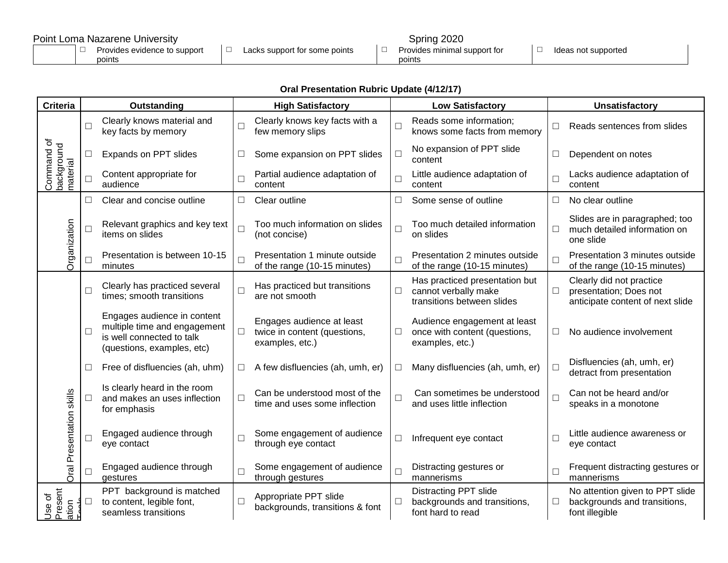| | ☐ Provides evidence to support points | ☐ Lacks support for some points | ☐ Provides minimal support for points | ☐ Ideas not supported |
|---|---|---|---|---|

**Oral Presentation Rubric Update (4/12/17)**

| Criteria | Outstanding | High Satisfactory | Low Satisfactory | Unsatisfactory |
|---|---|---|---|---|
| Command of background material | ☐ Clearly knows material and key facts by memory | ☐ Clearly knows key facts with a few memory slips | ☐ Reads some information; knows some facts from memory | ☐ Reads sentences from slides |
| | ☐ Expands on PPT slides | ☐ Some expansion on PPT slides | ☐ No expansion of PPT slide content | ☐ Dependent on notes |
| | ☐ Content appropriate for audience | ☐ Partial audience adaptation of content | ☐ Little audience adaptation of content | ☐ Lacks audience adaptation of content |
| Organization | ☐ Clear and concise outline | ☐ Clear outline | ☐ Some sense of outline | ☐ No clear outline |
| | ☐ Relevant graphics and key text items on slides | ☐ Too much information on slides (not concise) | ☐ Too much detailed information on slides | ☐ Slides are in paragraphed; too much detailed information on one slide |
| | ☐ Presentation is between 10-15 minutes | ☐ Presentation 1 minute outside of the range (10-15 minutes) | ☐ Presentation 2 minutes outside of the range (10-15 minutes) | ☐ Presentation 3 minutes outside of the range (10-15 minutes) |
| Oral Presentation skills | ☐ Clearly has practiced several times; smooth transitions | ☐ Has practiced but transitions are not smooth | ☐ Has practiced presentation but cannot verbally make transitions between slides | ☐ Clearly did not practice presentation; Does not anticipate content of next slide |
| | ☐ Engages audience in content multiple time and engagement is well connected to talk (questions, examples, etc) | ☐ Engages audience at least twice in content (questions, examples, etc.) | ☐ Audience engagement at least once with content (questions, examples, etc.) | ☐ No audience involvement |
| | ☐ Free of disfluencies (ah, uhm) | ☐ A few disfluencies (ah, umh, er) | ☐ Many disfluencies (ah, umh, er) | ☐ Disfluencies (ah, umh, er) detract from presentation |
| | ☐ Is clearly heard in the room and makes an uses inflection for emphasis | ☐ Can be understood most of the time and uses some inflection | ☐ Can sometimes be understood and uses little inflection | ☐ Can not be heard and/or speaks in a monotone |
| | ☐ Engaged audience through eye contact | ☐ Some engagement of audience through eye contact | ☐ Infrequent eye contact | ☐ Little audience awareness or eye contact |
| | ☐ Engaged audience through gestures | ☐ Some engagement of audience through gestures | ☐ Distracting gestures or mannerisms | ☐ Frequent distracting gestures or mannerisms |
| Use of Presentation Tools | ☐ PPT background is matched to content, legible font, seamless transitions | ☐ Appropriate PPT slide backgrounds, transitions & font | ☐ Distracting PPT slide backgrounds and transitions, font hard to read | ☐ No attention given to PPT slide backgrounds and transitions, font illegible |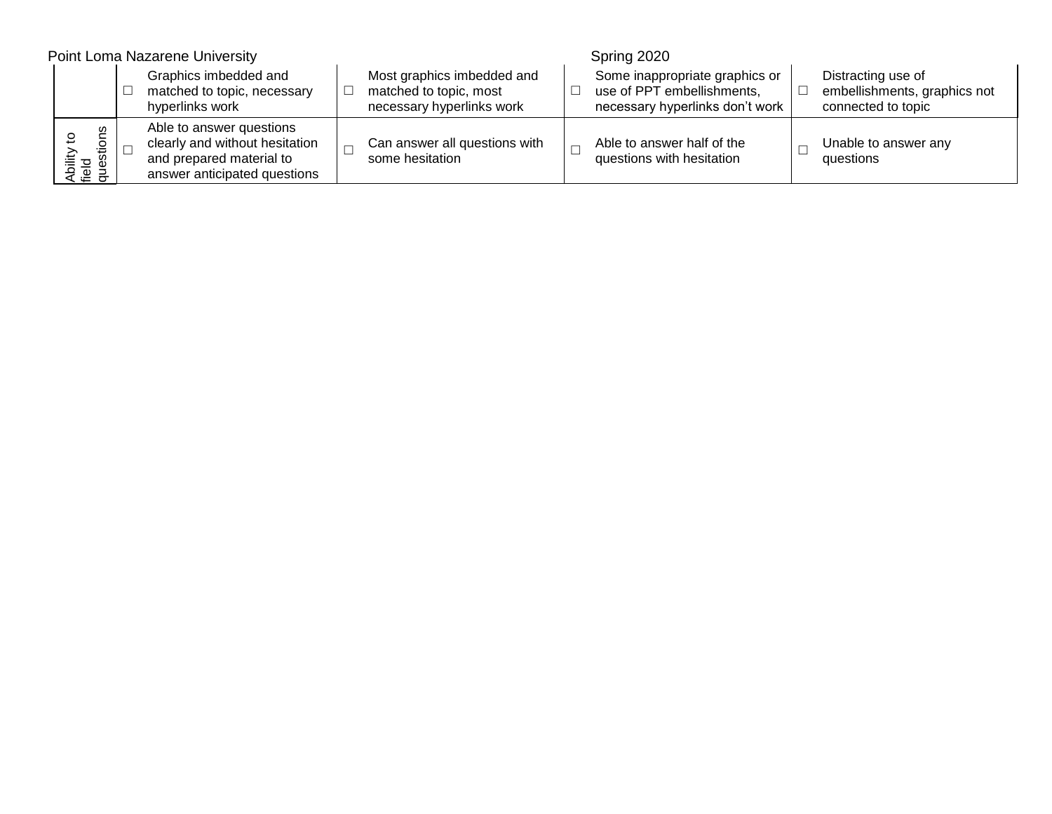| | | | | | | | | |
|---|---|---|---|---|---|---|---|---|
| | ☐ | Graphics imbedded and matched to topic, necessary hyperlinks work | ☐ | Most graphics imbedded and matched to topic, most necessary hyperlinks work | ☐ | Some inappropriate graphics or use of PPT embellishments, necessary hyperlinks don't work | ☐ | Distracting use of embellishments, graphics not connected to topic |
| Ability to field questions | ☐ | Able to answer questions clearly and without hesitation and prepared material to answer anticipated questions | ☐ | Can answer all questions with some hesitation | ☐ | Able to answer half of the questions with hesitation | ☐ | Unable to answer any questions |